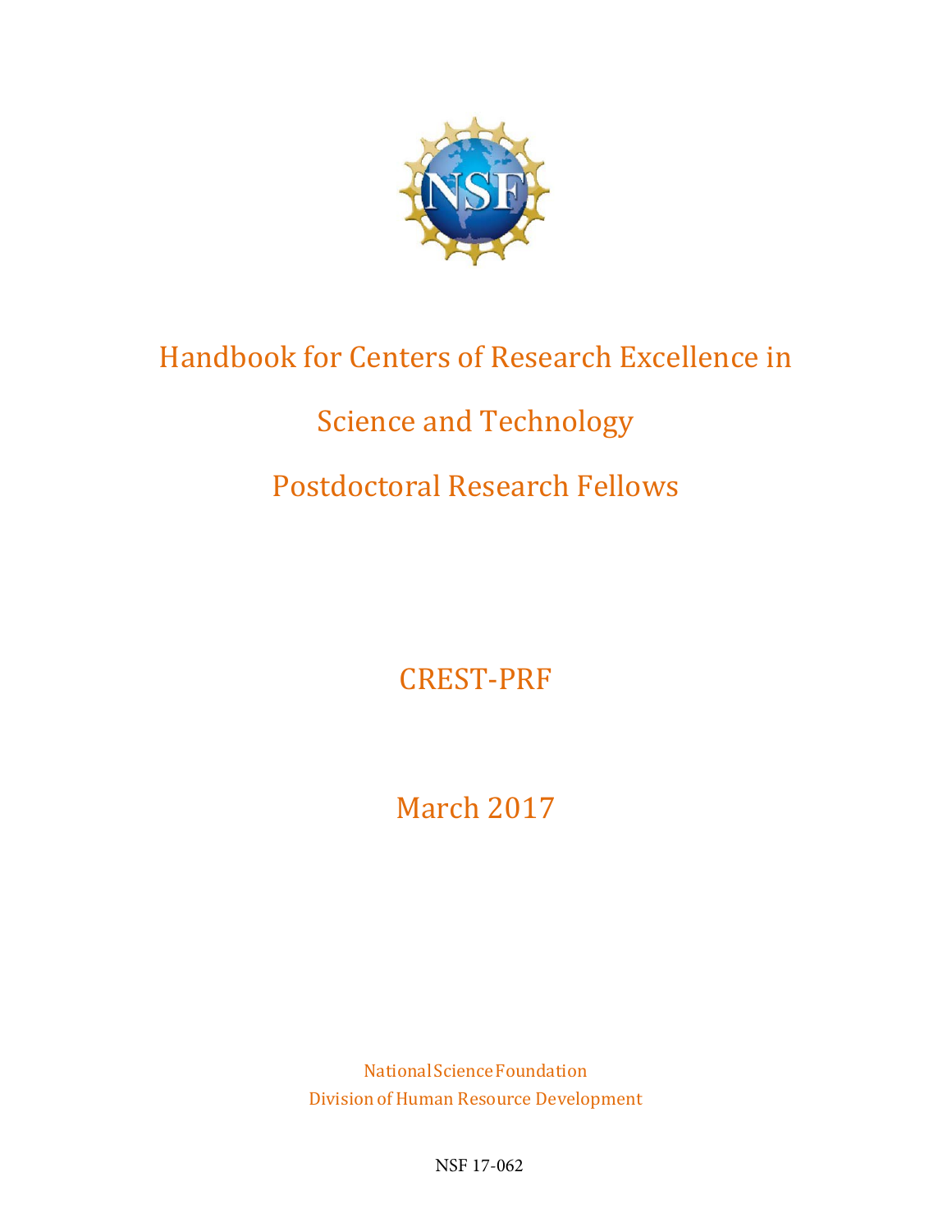# Handbook for Centers of Research Excellence in Science and Technology Postdoctoral Research Fellows

## CREST-PRF

## March 2017

National Science Foundation
Division of Human Resource Development

NSF 17-062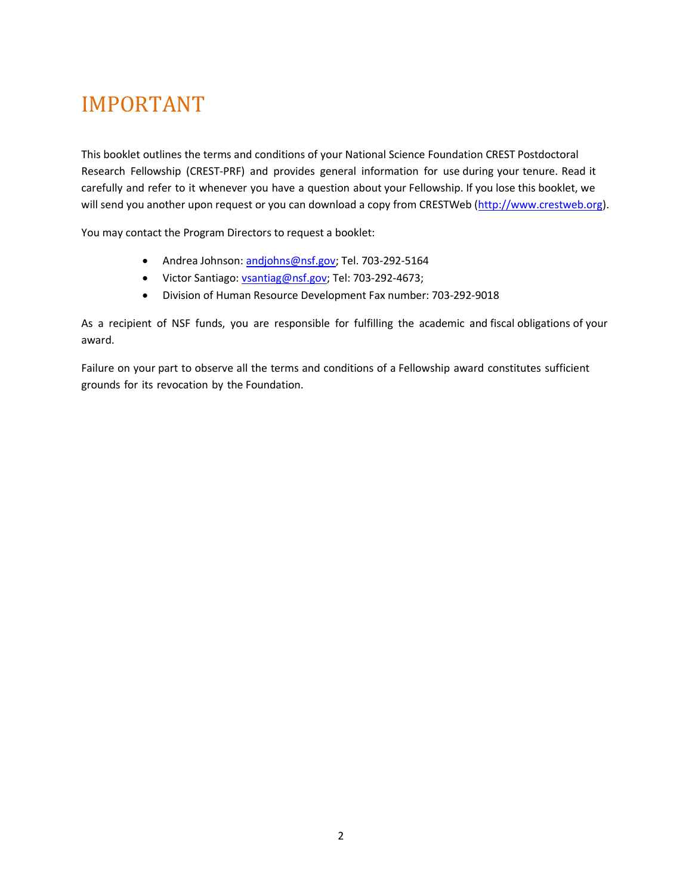# IMPORTANT

This booklet outlines the terms and conditions of your National Science Foundation CREST Postdoctoral Research Fellowship (CREST-PRF) and provides general information for use during your tenure. Read it carefully and refer to it whenever you have a question about your Fellowship. If you lose this booklet, we will send you another upon request or you can download a copy from CRESTWeb (http://www.crestweb.org).

You may contact the Program Directors to request a booklet:

- Andrea Johnson: andjohns@nsf.gov; Tel. 703-292-5164
- Victor Santiago: vsantiag@nsf.gov; Tel: 703-292-4673;
- Division of Human Resource Development Fax number: 703-292-9018

As a recipient of NSF funds, you are responsible for fulfilling the academic and fiscal obligations of your award.

Failure on your part to observe all the terms and conditions of a Fellowship award constitutes sufficient grounds for its revocation by the Foundation.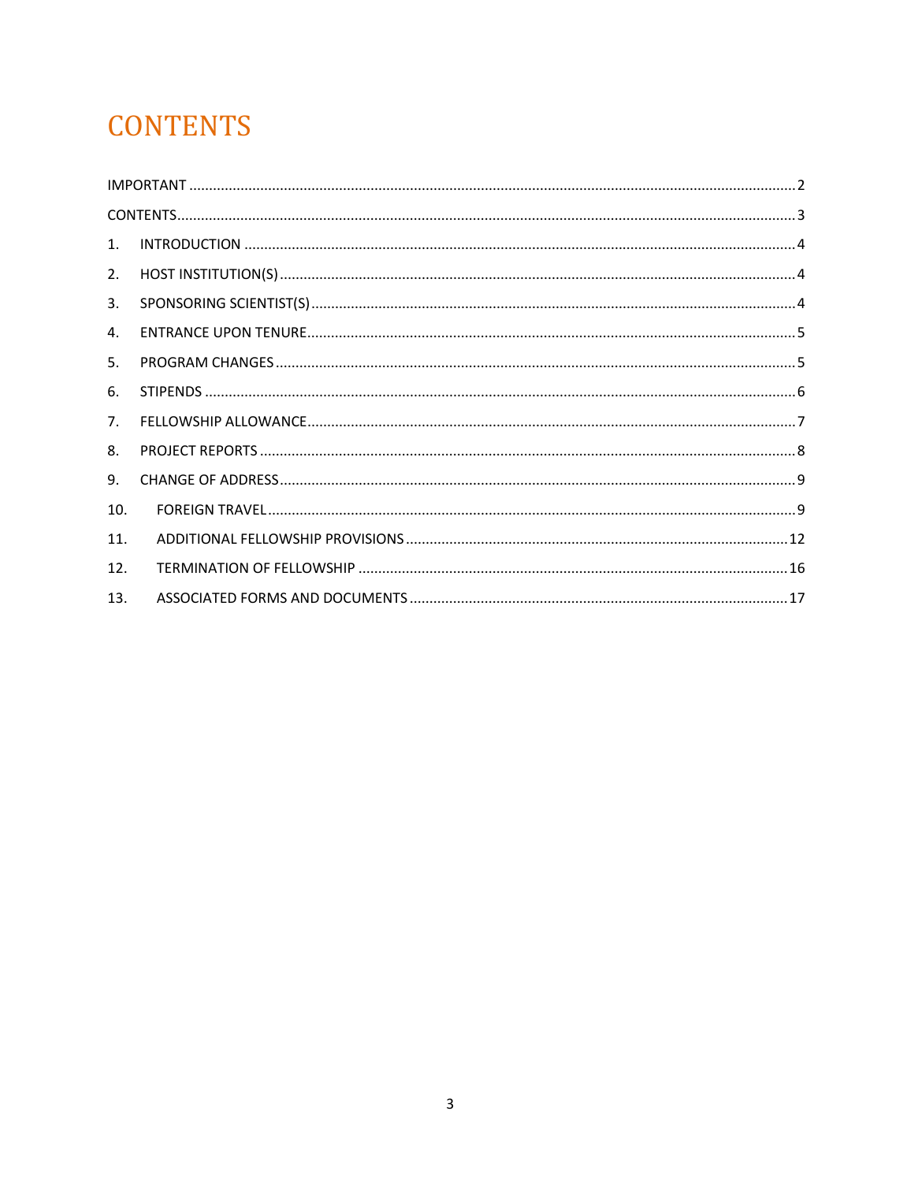# CONTENTS

IMPORTANT ..... 2

CONTENTS ..... 3

1. INTRODUCTION ..... 4
2. HOST INSTITUTION(S) ..... 4
3. SPONSORING SCIENTIST(S) ..... 4
4. ENTRANCE UPON TENURE ..... 5
5. PROGRAM CHANGES ..... 5
6. STIPENDS ..... 6
7. FELLOWSHIP ALLOWANCE ..... 7
8. PROJECT REPORTS ..... 8
9. CHANGE OF ADDRESS ..... 9
10. FOREIGN TRAVEL ..... 9
11. ADDITIONAL FELLOWSHIP PROVISIONS ..... 12
12. TERMINATION OF FELLOWSHIP ..... 16
13. ASSOCIATED FORMS AND DOCUMENTS ..... 17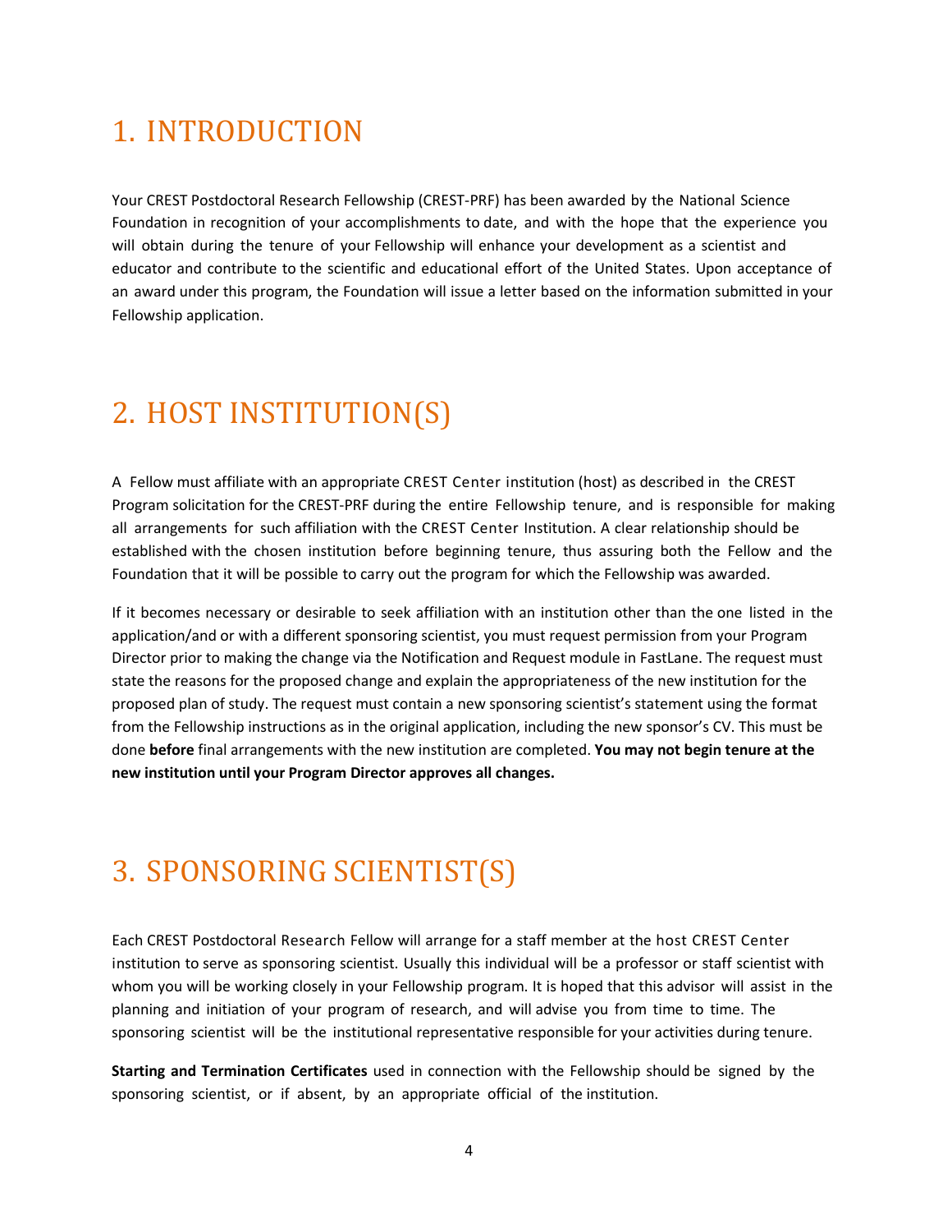# 1. INTRODUCTION

Your CREST Postdoctoral Research Fellowship (CREST-PRF) has been awarded by the National Science Foundation in recognition of your accomplishments to date, and with the hope that the experience you will obtain during the tenure of your Fellowship will enhance your development as a scientist and educator and contribute to the scientific and educational effort of the United States. Upon acceptance of an award under this program, the Foundation will issue a letter based on the information submitted in your Fellowship application.

# 2. HOST INSTITUTION(S)

A Fellow must affiliate with an appropriate CREST Center institution (host) as described in the CREST Program solicitation for the CREST-PRF during the entire Fellowship tenure, and is responsible for making all arrangements for such affiliation with the CREST Center Institution. A clear relationship should be established with the chosen institution before beginning tenure, thus assuring both the Fellow and the Foundation that it will be possible to carry out the program for which the Fellowship was awarded.

If it becomes necessary or desirable to seek affiliation with an institution other than the one listed in the application/and or with a different sponsoring scientist, you must request permission from your Program Director prior to making the change via the Notification and Request module in FastLane. The request must state the reasons for the proposed change and explain the appropriateness of the new institution for the proposed plan of study. The request must contain a new sponsoring scientist's statement using the format from the Fellowship instructions as in the original application, including the new sponsor's CV. This must be done **before** final arrangements with the new institution are completed. **You may not begin tenure at the new institution until your Program Director approves all changes.**

# 3. SPONSORING SCIENTIST(S)

Each CREST Postdoctoral Research Fellow will arrange for a staff member at the host CREST Center institution to serve as sponsoring scientist. Usually this individual will be a professor or staff scientist with whom you will be working closely in your Fellowship program. It is hoped that this advisor will assist in the planning and initiation of your program of research, and will advise you from time to time. The sponsoring scientist will be the institutional representative responsible for your activities during tenure.

**Starting and Termination Certificates** used in connection with the Fellowship should be signed by the sponsoring scientist, or if absent, by an appropriate official of the institution.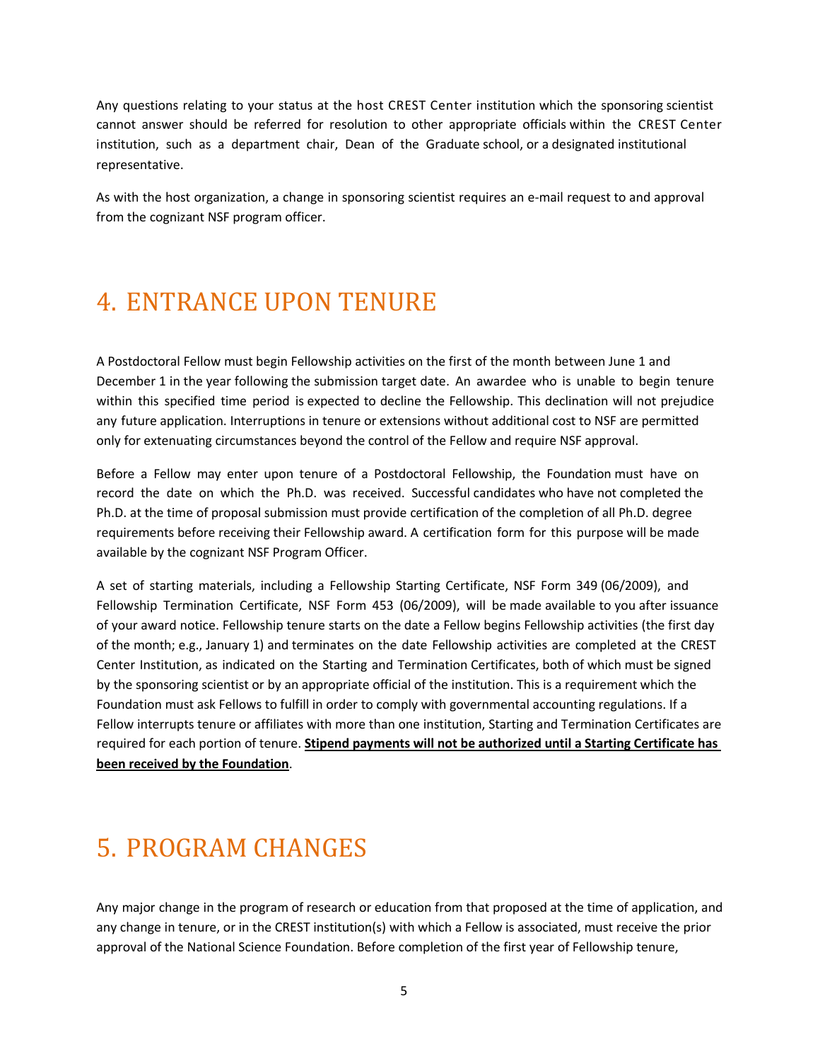Any questions relating to your status at the host CREST Center institution which the sponsoring scientist cannot answer should be referred for resolution to other appropriate officials within the CREST Center institution, such as a department chair, Dean of the Graduate school, or a designated institutional representative.

As with the host organization, a change in sponsoring scientist requires an e-mail request to and approval from the cognizant NSF program officer.

# 4. ENTRANCE UPON TENURE

A Postdoctoral Fellow must begin Fellowship activities on the first of the month between June 1 and December 1 in the year following the submission target date. An awardee who is unable to begin tenure within this specified time period is expected to decline the Fellowship. This declination will not prejudice any future application. Interruptions in tenure or extensions without additional cost to NSF are permitted only for extenuating circumstances beyond the control of the Fellow and require NSF approval.

Before a Fellow may enter upon tenure of a Postdoctoral Fellowship, the Foundation must have on record the date on which the Ph.D. was received. Successful candidates who have not completed the Ph.D. at the time of proposal submission must provide certification of the completion of all Ph.D. degree requirements before receiving their Fellowship award. A certification form for this purpose will be made available by the cognizant NSF Program Officer.

A set of starting materials, including a Fellowship Starting Certificate, NSF Form 349 (06/2009), and Fellowship Termination Certificate, NSF Form 453 (06/2009), will be made available to you after issuance of your award notice. Fellowship tenure starts on the date a Fellow begins Fellowship activities (the first day of the month; e.g., January 1) and terminates on the date Fellowship activities are completed at the CREST Center Institution, as indicated on the Starting and Termination Certificates, both of which must be signed by the sponsoring scientist or by an appropriate official of the institution. This is a requirement which the Foundation must ask Fellows to fulfill in order to comply with governmental accounting regulations. If a Fellow interrupts tenure or affiliates with more than one institution, Starting and Termination Certificates are required for each portion of tenure. **Stipend payments will not be authorized until a Starting Certificate has been received by the Foundation**.

# 5. PROGRAM CHANGES

Any major change in the program of research or education from that proposed at the time of application, and any change in tenure, or in the CREST institution(s) with which a Fellow is associated, must receive the prior approval of the National Science Foundation. Before completion of the first year of Fellowship tenure,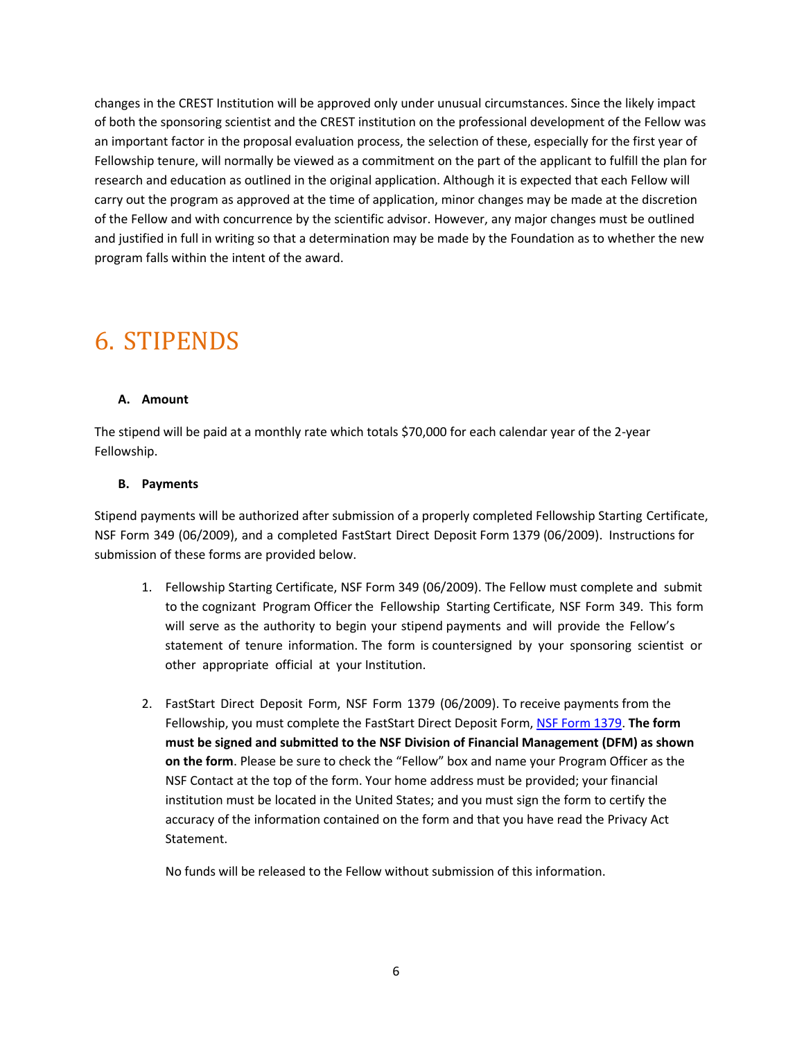changes in the CREST Institution will be approved only under unusual circumstances. Since the likely impact of both the sponsoring scientist and the CREST institution on the professional development of the Fellow was an important factor in the proposal evaluation process, the selection of these, especially for the first year of Fellowship tenure, will normally be viewed as a commitment on the part of the applicant to fulfill the plan for research and education as outlined in the original application. Although it is expected that each Fellow will carry out the program as approved at the time of application, minor changes may be made at the discretion of the Fellow and with concurrence by the scientific advisor. However, any major changes must be outlined and justified in full in writing so that a determination may be made by the Foundation as to whether the new program falls within the intent of the award.

# 6. STIPENDS

**A. Amount**

The stipend will be paid at a monthly rate which totals $70,000 for each calendar year of the 2-year Fellowship.

**B. Payments**

Stipend payments will be authorized after submission of a properly completed Fellowship Starting Certificate, NSF Form 349 (06/2009), and a completed FastStart Direct Deposit Form 1379 (06/2009). Instructions for submission of these forms are provided below.

1. Fellowship Starting Certificate, NSF Form 349 (06/2009). The Fellow must complete and submit to the cognizant Program Officer the Fellowship Starting Certificate, NSF Form 349. This form will serve as the authority to begin your stipend payments and will provide the Fellow's statement of tenure information. The form is countersigned by your sponsoring scientist or other appropriate official at your Institution.

2. FastStart Direct Deposit Form, NSF Form 1379 (06/2009). To receive payments from the Fellowship, you must complete the FastStart Direct Deposit Form, NSF Form 1379. **The form must be signed and submitted to the NSF Division of Financial Management (DFM) as shown on the form**. Please be sure to check the "Fellow" box and name your Program Officer as the NSF Contact at the top of the form. Your home address must be provided; your financial institution must be located in the United States; and you must sign the form to certify the accuracy of the information contained on the form and that you have read the Privacy Act Statement.

   No funds will be released to the Fellow without submission of this information.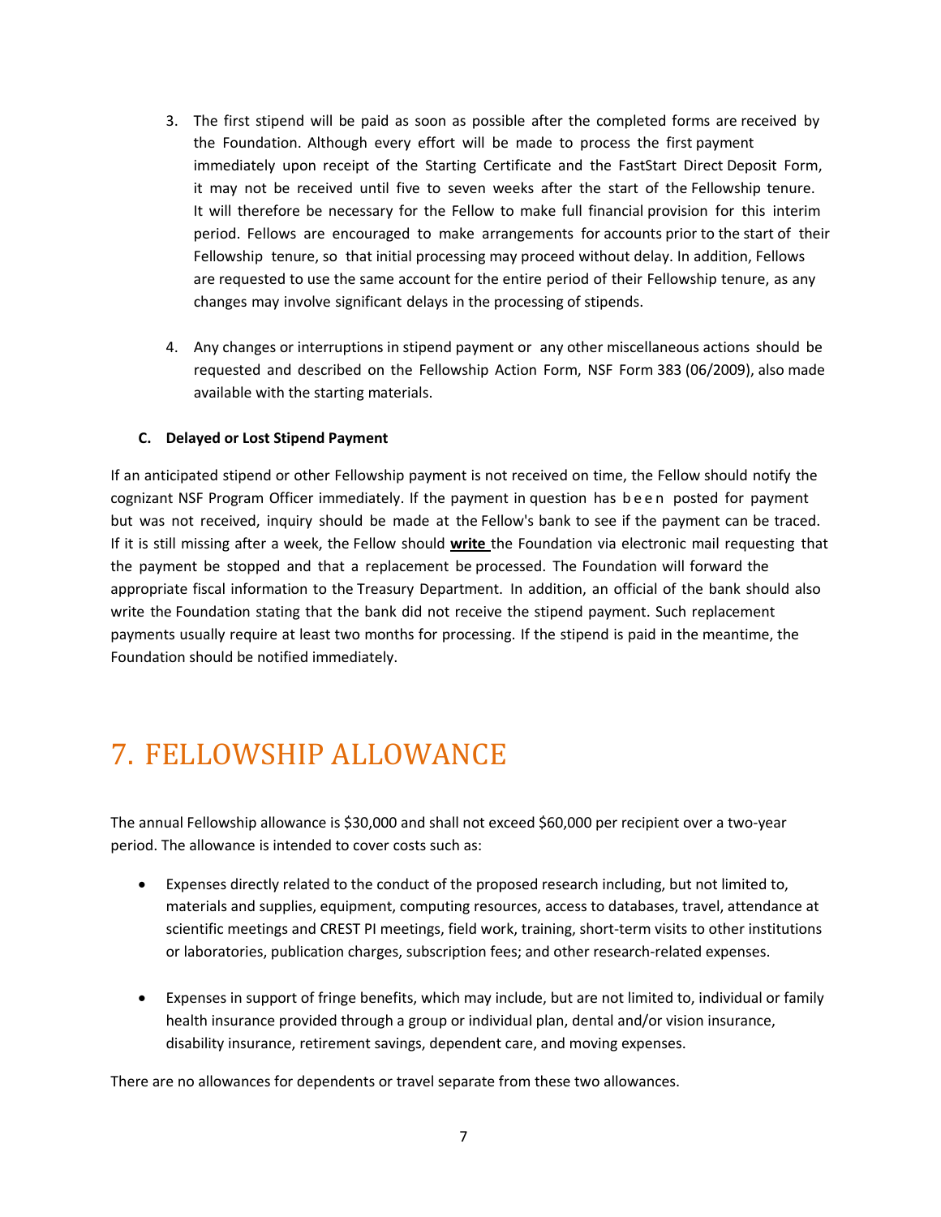3. The first stipend will be paid as soon as possible after the completed forms are received by the Foundation. Although every effort will be made to process the first payment immediately upon receipt of the Starting Certificate and the FastStart Direct Deposit Form, it may not be received until five to seven weeks after the start of the Fellowship tenure. It will therefore be necessary for the Fellow to make full financial provision for this interim period. Fellows are encouraged to make arrangements for accounts prior to the start of their Fellowship tenure, so that initial processing may proceed without delay. In addition, Fellows are requested to use the same account for the entire period of their Fellowship tenure, as any changes may involve significant delays in the processing of stipends.

4. Any changes or interruptions in stipend payment or any other miscellaneous actions should be requested and described on the Fellowship Action Form, NSF Form 383 (06/2009), also made available with the starting materials.

**C. Delayed or Lost Stipend Payment**

If an anticipated stipend or other Fellowship payment is not received on time, the Fellow should notify the cognizant NSF Program Officer immediately. If the payment in question has been posted for payment but was not received, inquiry should be made at the Fellow's bank to see if the payment can be traced. If it is still missing after a week, the Fellow should **write** the Foundation via electronic mail requesting that the payment be stopped and that a replacement be processed. The Foundation will forward the appropriate fiscal information to the Treasury Department. In addition, an official of the bank should also write the Foundation stating that the bank did not receive the stipend payment. Such replacement payments usually require at least two months for processing. If the stipend is paid in the meantime, the Foundation should be notified immediately.

# 7. FELLOWSHIP ALLOWANCE

The annual Fellowship allowance is $30,000 and shall not exceed $60,000 per recipient over a two-year period. The allowance is intended to cover costs such as:

- Expenses directly related to the conduct of the proposed research including, but not limited to, materials and supplies, equipment, computing resources, access to databases, travel, attendance at scientific meetings and CREST PI meetings, field work, training, short-term visits to other institutions or laboratories, publication charges, subscription fees; and other research-related expenses.

- Expenses in support of fringe benefits, which may include, but are not limited to, individual or family health insurance provided through a group or individual plan, dental and/or vision insurance, disability insurance, retirement savings, dependent care, and moving expenses.

There are no allowances for dependents or travel separate from these two allowances.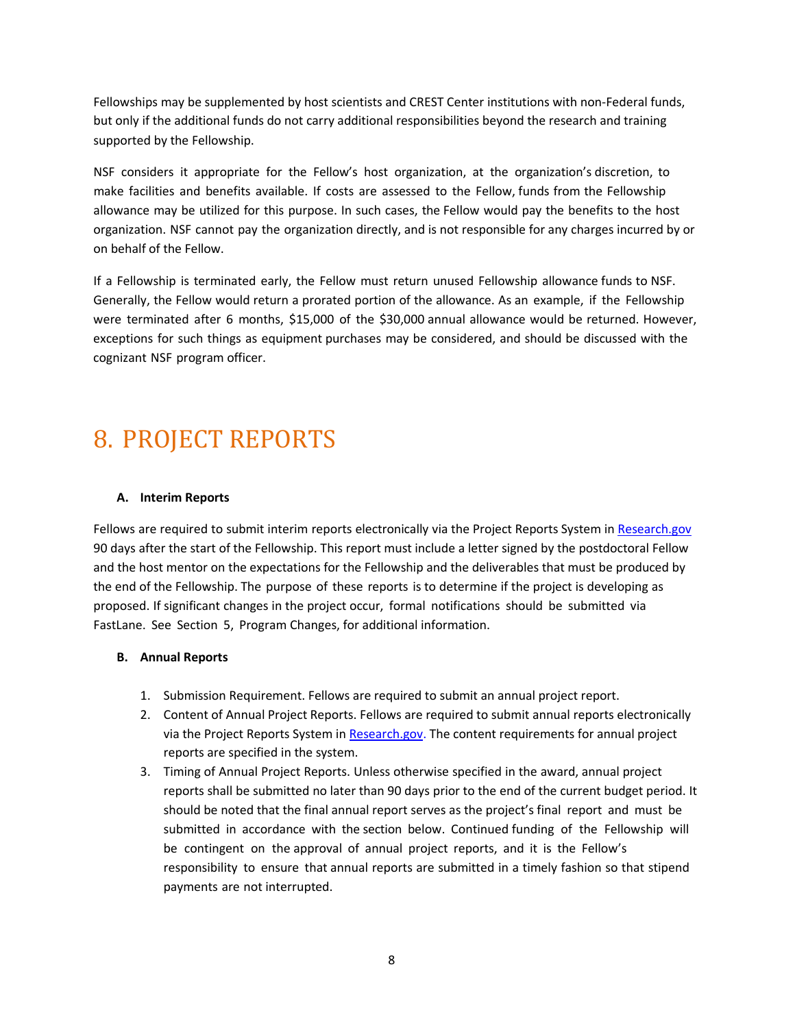Fellowships may be supplemented by host scientists and CREST Center institutions with non-Federal funds, but only if the additional funds do not carry additional responsibilities beyond the research and training supported by the Fellowship.

NSF considers it appropriate for the Fellow's host organization, at the organization's discretion, to make facilities and benefits available. If costs are assessed to the Fellow, funds from the Fellowship allowance may be utilized for this purpose. In such cases, the Fellow would pay the benefits to the host organization. NSF cannot pay the organization directly, and is not responsible for any charges incurred by or on behalf of the Fellow.

If a Fellowship is terminated early, the Fellow must return unused Fellowship allowance funds to NSF. Generally, the Fellow would return a prorated portion of the allowance. As an example, if the Fellowship were terminated after 6 months, $15,000 of the $30,000 annual allowance would be returned. However, exceptions for such things as equipment purchases may be considered, and should be discussed with the cognizant NSF program officer.

# 8. PROJECT REPORTS

### A. Interim Reports

Fellows are required to submit interim reports electronically via the Project Reports System in Research.gov 90 days after the start of the Fellowship. This report must include a letter signed by the postdoctoral Fellow and the host mentor on the expectations for the Fellowship and the deliverables that must be produced by the end of the Fellowship. The purpose of these reports is to determine if the project is developing as proposed. If significant changes in the project occur, formal notifications should be submitted via FastLane. See Section 5, Program Changes, for additional information.

### B. Annual Reports

1. Submission Requirement. Fellows are required to submit an annual project report.
2. Content of Annual Project Reports. Fellows are required to submit annual reports electronically via the Project Reports System in Research.gov. The content requirements for annual project reports are specified in the system.
3. Timing of Annual Project Reports. Unless otherwise specified in the award, annual project reports shall be submitted no later than 90 days prior to the end of the current budget period. It should be noted that the final annual report serves as the project's final report and must be submitted in accordance with the section below. Continued funding of the Fellowship will be contingent on the approval of annual project reports, and it is the Fellow's responsibility to ensure that annual reports are submitted in a timely fashion so that stipend payments are not interrupted.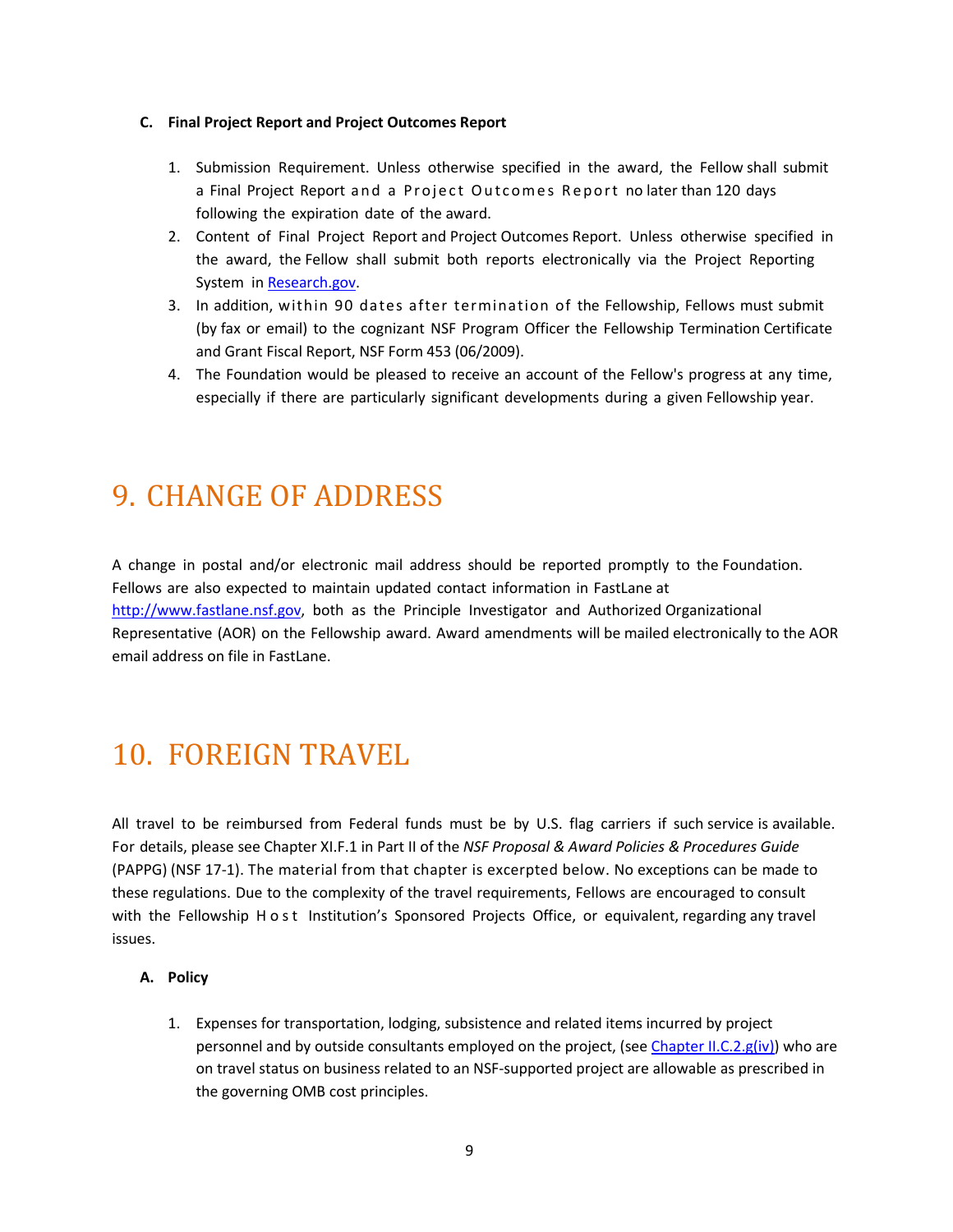**C. Final Project Report and Project Outcomes Report**

1. Submission Requirement. Unless otherwise specified in the award, the Fellow shall submit a Final Project Report and a Project Outcomes Report no later than 120 days following the expiration date of the award.
2. Content of Final Project Report and Project Outcomes Report. Unless otherwise specified in the award, the Fellow shall submit both reports electronically via the Project Reporting System in [Research.gov](Research.gov).
3. In addition, within 90 dates after termination of the Fellowship, Fellows must submit (by fax or email) to the cognizant NSF Program Officer the Fellowship Termination Certificate and Grant Fiscal Report, NSF Form 453 (06/2009).
4. The Foundation would be pleased to receive an account of the Fellow's progress at any time, especially if there are particularly significant developments during a given Fellowship year.

# 9. CHANGE OF ADDRESS

A change in postal and/or electronic mail address should be reported promptly to the Foundation. Fellows are also expected to maintain updated contact information in FastLane at http://www.fastlane.nsf.gov, both as the Principle Investigator and Authorized Organizational Representative (AOR) on the Fellowship award. Award amendments will be mailed electronically to the AOR email address on file in FastLane.

# 10. FOREIGN TRAVEL

All travel to be reimbursed from Federal funds must be by U.S. flag carriers if such service is available. For details, please see Chapter XI.F.1 in Part II of the *NSF Proposal & Award Policies & Procedures Guide* (PAPPG) (NSF 17-1). The material from that chapter is excerpted below. No exceptions can be made to these regulations. Due to the complexity of the travel requirements, Fellows are encouraged to consult with the Fellowship Host Institution's Sponsored Projects Office, or equivalent, regarding any travel issues.

**A. Policy**

1. Expenses for transportation, lodging, subsistence and related items incurred by project personnel and by outside consultants employed on the project, (see Chapter II.C.2.g(iv)) who are on travel status on business related to an NSF-supported project are allowable as prescribed in the governing OMB cost principles.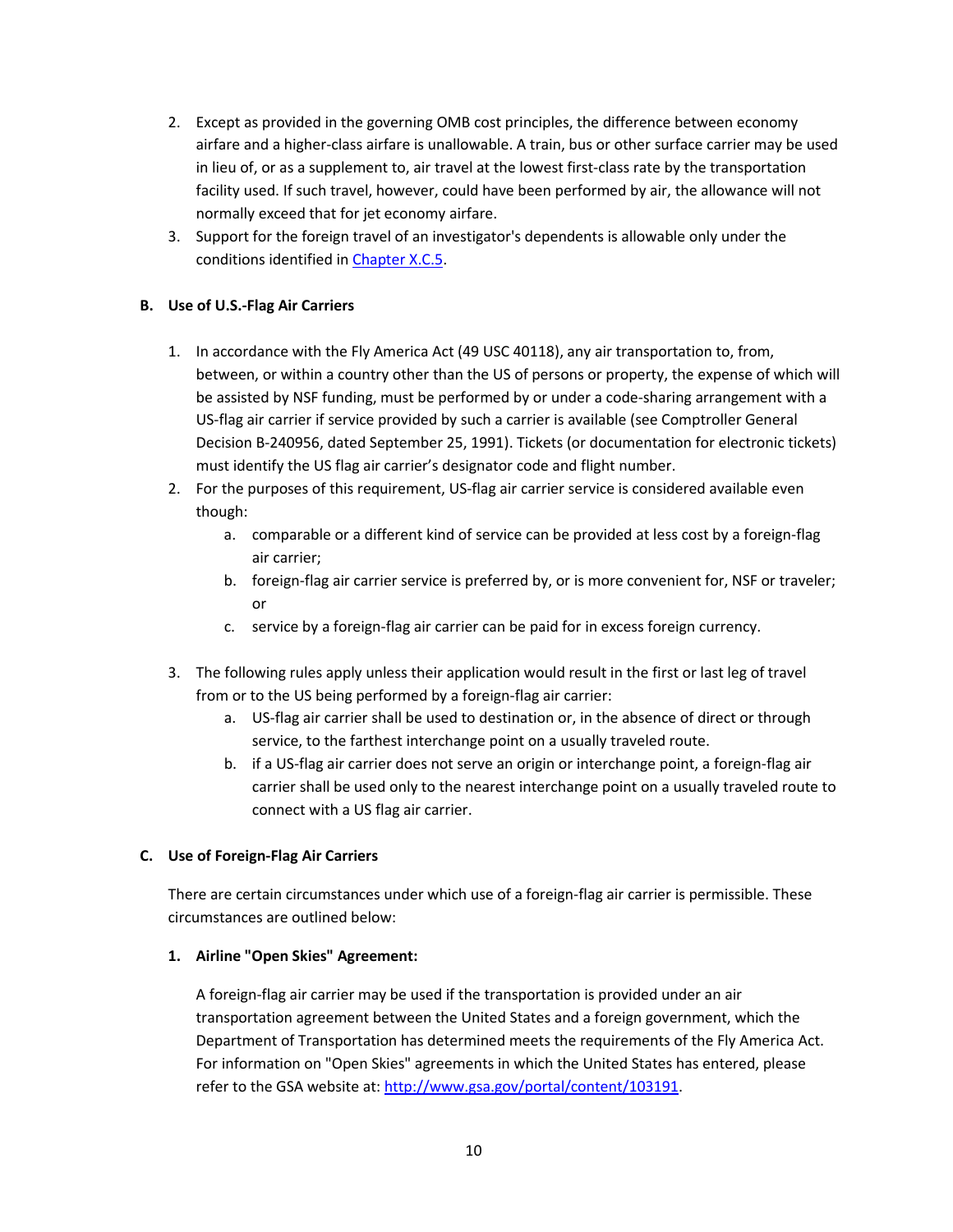2. Except as provided in the governing OMB cost principles, the difference between economy airfare and a higher-class airfare is unallowable. A train, bus or other surface carrier may be used in lieu of, or as a supplement to, air travel at the lowest first-class rate by the transportation facility used. If such travel, however, could have been performed by air, the allowance will not normally exceed that for jet economy airfare.
3. Support for the foreign travel of an investigator's dependents is allowable only under the conditions identified in [Chapter X.C.5](#).

### B. Use of U.S.-Flag Air Carriers

1. In accordance with the Fly America Act (49 USC 40118), any air transportation to, from, between, or within a country other than the US of persons or property, the expense of which will be assisted by NSF funding, must be performed by or under a code-sharing arrangement with a US-flag air carrier if service provided by such a carrier is available (see Comptroller General Decision B-240956, dated September 25, 1991). Tickets (or documentation for electronic tickets) must identify the US flag air carrier's designator code and flight number.
2. For the purposes of this requirement, US-flag air carrier service is considered available even though:
   a. comparable or a different kind of service can be provided at less cost by a foreign-flag air carrier;
   b. foreign-flag air carrier service is preferred by, or is more convenient for, NSF or traveler; or
   c. service by a foreign-flag air carrier can be paid for in excess foreign currency.
3. The following rules apply unless their application would result in the first or last leg of travel from or to the US being performed by a foreign-flag air carrier:
   a. US-flag air carrier shall be used to destination or, in the absence of direct or through service, to the farthest interchange point on a usually traveled route.
   b. if a US-flag air carrier does not serve an origin or interchange point, a foreign-flag air carrier shall be used only to the nearest interchange point on a usually traveled route to connect with a US flag air carrier.

### C. Use of Foreign-Flag Air Carriers

There are certain circumstances under which use of a foreign-flag air carrier is permissible. These circumstances are outlined below:

#### 1. Airline "Open Skies" Agreement:

A foreign-flag air carrier may be used if the transportation is provided under an air transportation agreement between the United States and a foreign government, which the Department of Transportation has determined meets the requirements of the Fly America Act. For information on "Open Skies" agreements in which the United States has entered, please refer to the GSA website at: [http://www.gsa.gov/portal/content/103191](http://www.gsa.gov/portal/content/103191).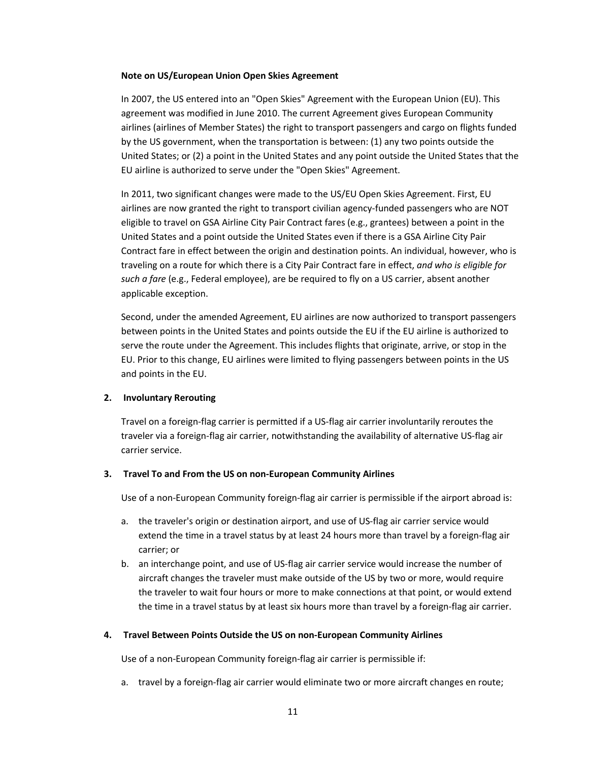**Note on US/European Union Open Skies Agreement**

In 2007, the US entered into an "Open Skies" Agreement with the European Union (EU). This agreement was modified in June 2010. The current Agreement gives European Community airlines (airlines of Member States) the right to transport passengers and cargo on flights funded by the US government, when the transportation is between: (1) any two points outside the United States; or (2) a point in the United States and any point outside the United States that the EU airline is authorized to serve under the "Open Skies" Agreement.

In 2011, two significant changes were made to the US/EU Open Skies Agreement. First, EU airlines are now granted the right to transport civilian agency-funded passengers who are NOT eligible to travel on GSA Airline City Pair Contract fares (e.g., grantees) between a point in the United States and a point outside the United States even if there is a GSA Airline City Pair Contract fare in effect between the origin and destination points. An individual, however, who is traveling on a route for which there is a City Pair Contract fare in effect, *and who is eligible for such a fare* (e.g., Federal employee), are be required to fly on a US carrier, absent another applicable exception.

Second, under the amended Agreement, EU airlines are now authorized to transport passengers between points in the United States and points outside the EU if the EU airline is authorized to serve the route under the Agreement. This includes flights that originate, arrive, or stop in the EU. Prior to this change, EU airlines were limited to flying passengers between points in the US and points in the EU.

**2. Involuntary Rerouting**

Travel on a foreign-flag carrier is permitted if a US-flag air carrier involuntarily reroutes the traveler via a foreign-flag air carrier, notwithstanding the availability of alternative US-flag air carrier service.

**3. Travel To and From the US on non-European Community Airlines**

Use of a non-European Community foreign-flag air carrier is permissible if the airport abroad is:

a. the traveler's origin or destination airport, and use of US-flag air carrier service would extend the time in a travel status by at least 24 hours more than travel by a foreign-flag air carrier; or
b. an interchange point, and use of US-flag air carrier service would increase the number of aircraft changes the traveler must make outside of the US by two or more, would require the traveler to wait four hours or more to make connections at that point, or would extend the time in a travel status by at least six hours more than travel by a foreign-flag air carrier.

**4. Travel Between Points Outside the US on non-European Community Airlines**

Use of a non-European Community foreign-flag air carrier is permissible if:

a. travel by a foreign-flag air carrier would eliminate two or more aircraft changes en route;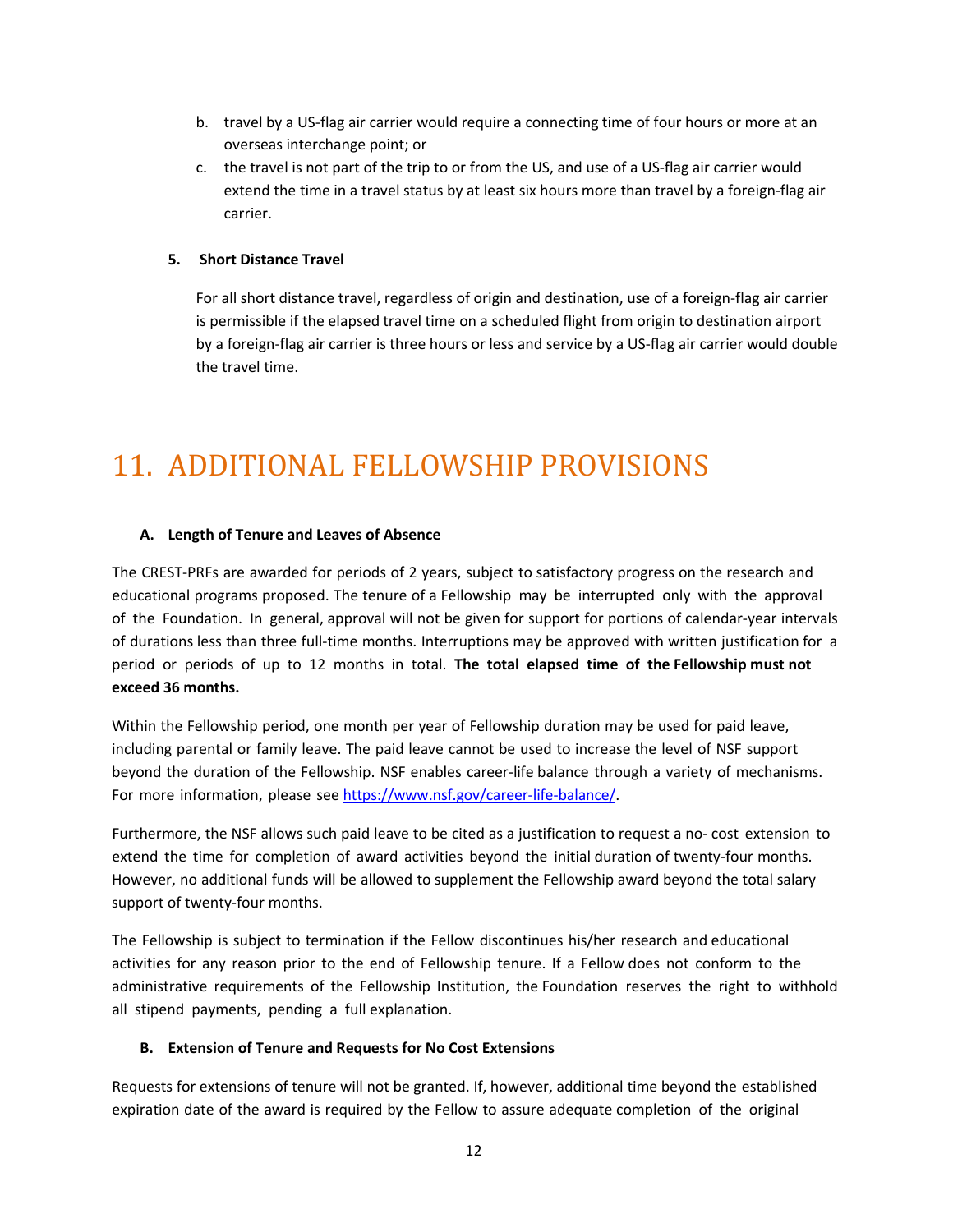b. travel by a US-flag air carrier would require a connecting time of four hours or more at an overseas interchange point; or

c. the travel is not part of the trip to or from the US, and use of a US-flag air carrier would extend the time in a travel status by at least six hours more than travel by a foreign-flag air carrier.

**5. Short Distance Travel**

For all short distance travel, regardless of origin and destination, use of a foreign-flag air carrier is permissible if the elapsed travel time on a scheduled flight from origin to destination airport by a foreign-flag air carrier is three hours or less and service by a US-flag air carrier would double the travel time.

# 11. ADDITIONAL FELLOWSHIP PROVISIONS

**A. Length of Tenure and Leaves of Absence**

The CREST-PRFs are awarded for periods of 2 years, subject to satisfactory progress on the research and educational programs proposed. The tenure of a Fellowship may be interrupted only with the approval of the Foundation. In general, approval will not be given for support for portions of calendar-year intervals of durations less than three full-time months. Interruptions may be approved with written justification for a period or periods of up to 12 months in total. **The total elapsed time of the Fellowship must not exceed 36 months.**

Within the Fellowship period, one month per year of Fellowship duration may be used for paid leave, including parental or family leave. The paid leave cannot be used to increase the level of NSF support beyond the duration of the Fellowship. NSF enables career-life balance through a variety of mechanisms. For more information, please see https://www.nsf.gov/career-life-balance/.

Furthermore, the NSF allows such paid leave to be cited as a justification to request a no- cost extension to extend the time for completion of award activities beyond the initial duration of twenty-four months. However, no additional funds will be allowed to supplement the Fellowship award beyond the total salary support of twenty-four months.

The Fellowship is subject to termination if the Fellow discontinues his/her research and educational activities for any reason prior to the end of Fellowship tenure. If a Fellow does not conform to the administrative requirements of the Fellowship Institution, the Foundation reserves the right to withhold all stipend payments, pending a full explanation.

**B. Extension of Tenure and Requests for No Cost Extensions**

Requests for extensions of tenure will not be granted. If, however, additional time beyond the established expiration date of the award is required by the Fellow to assure adequate completion of the original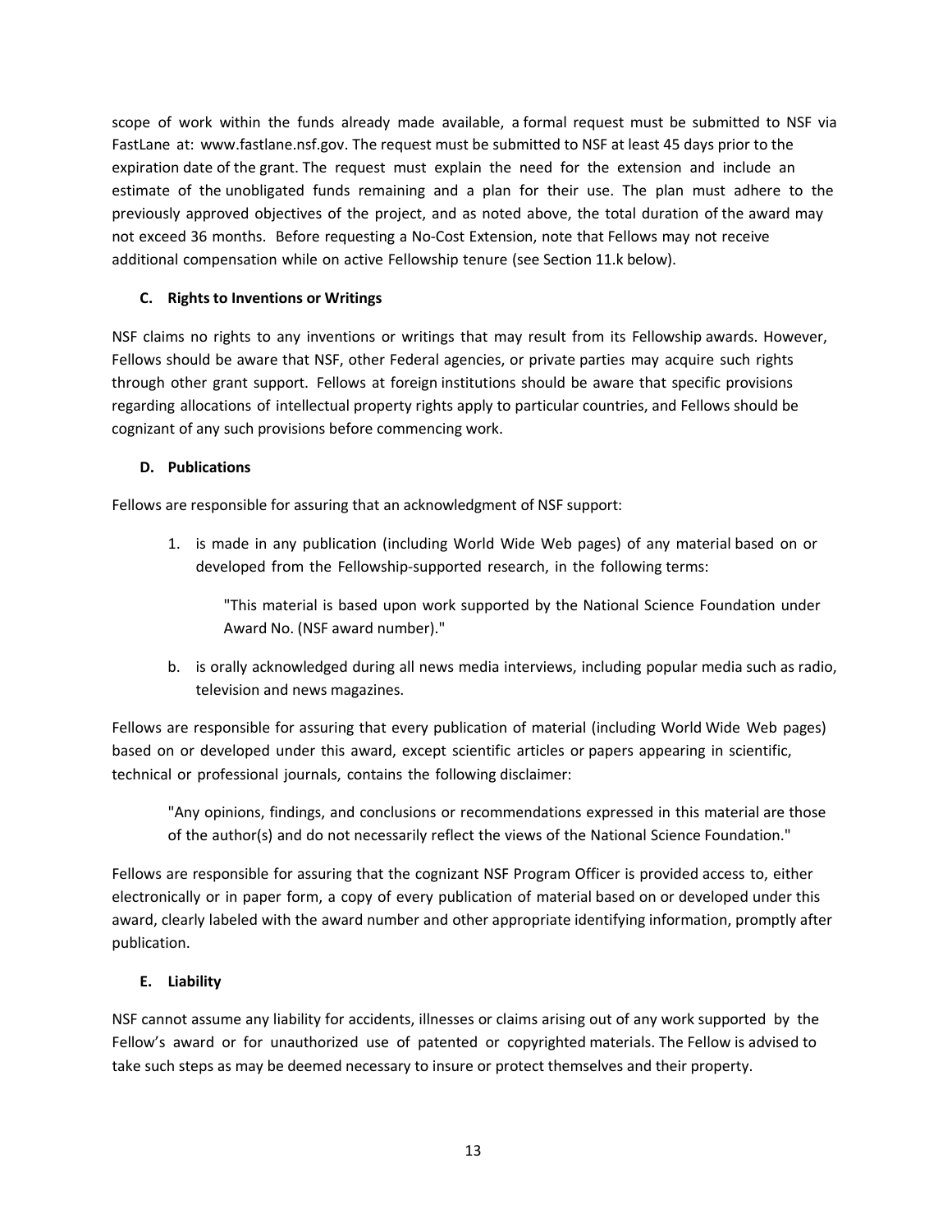scope of work within the funds already made available, a formal request must be submitted to NSF via FastLane at: www.fastlane.nsf.gov. The request must be submitted to NSF at least 45 days prior to the expiration date of the grant. The request must explain the need for the extension and include an estimate of the unobligated funds remaining and a plan for their use. The plan must adhere to the previously approved objectives of the project, and as noted above, the total duration of the award may not exceed 36 months. Before requesting a No-Cost Extension, note that Fellows may not receive additional compensation while on active Fellowship tenure (see Section 11.k below).

### C. Rights to Inventions or Writings

NSF claims no rights to any inventions or writings that may result from its Fellowship awards. However, Fellows should be aware that NSF, other Federal agencies, or private parties may acquire such rights through other grant support. Fellows at foreign institutions should be aware that specific provisions regarding allocations of intellectual property rights apply to particular countries, and Fellows should be cognizant of any such provisions before commencing work.

### D. Publications

Fellows are responsible for assuring that an acknowledgment of NSF support:

1. is made in any publication (including World Wide Web pages) of any material based on or developed from the Fellowship-supported research, in the following terms:

   > "This material is based upon work supported by the National Science Foundation under Award No. (NSF award number)."

b. is orally acknowledged during all news media interviews, including popular media such as radio, television and news magazines.

Fellows are responsible for assuring that every publication of material (including World Wide Web pages) based on or developed under this award, except scientific articles or papers appearing in scientific, technical or professional journals, contains the following disclaimer:

> "Any opinions, findings, and conclusions or recommendations expressed in this material are those of the author(s) and do not necessarily reflect the views of the National Science Foundation."

Fellows are responsible for assuring that the cognizant NSF Program Officer is provided access to, either electronically or in paper form, a copy of every publication of material based on or developed under this award, clearly labeled with the award number and other appropriate identifying information, promptly after publication.

### E. Liability

NSF cannot assume any liability for accidents, illnesses or claims arising out of any work supported by the Fellow's award or for unauthorized use of patented or copyrighted materials. The Fellow is advised to take such steps as may be deemed necessary to insure or protect themselves and their property.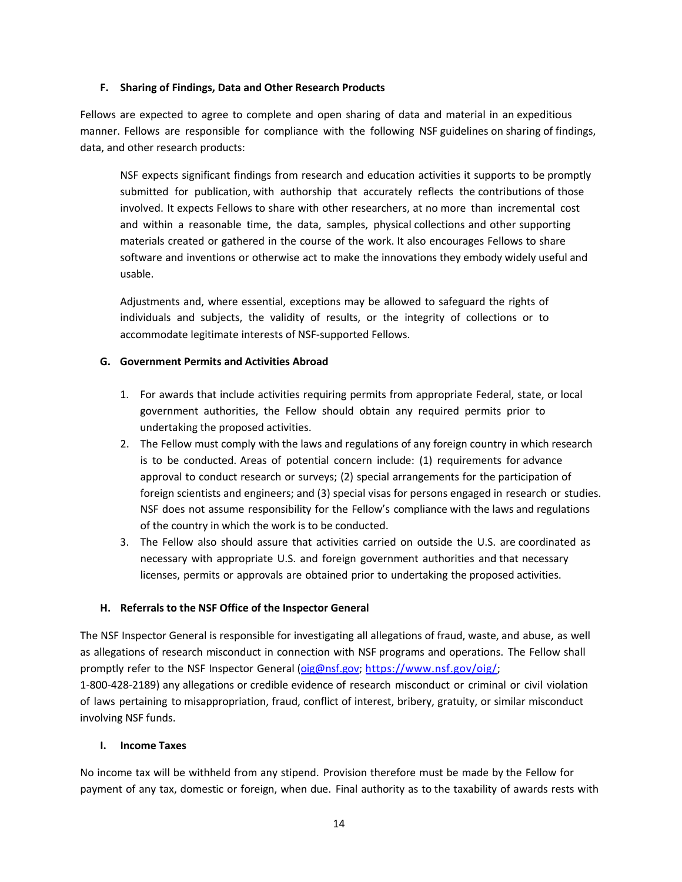### F. Sharing of Findings, Data and Other Research Products

Fellows are expected to agree to complete and open sharing of data and material in an expeditious manner. Fellows are responsible for compliance with the following NSF guidelines on sharing of findings, data, and other research products:

> NSF expects significant findings from research and education activities it supports to be promptly submitted for publication, with authorship that accurately reflects the contributions of those involved. It expects Fellows to share with other researchers, at no more than incremental cost and within a reasonable time, the data, samples, physical collections and other supporting materials created or gathered in the course of the work. It also encourages Fellows to share software and inventions or otherwise act to make the innovations they embody widely useful and usable.
>
> Adjustments and, where essential, exceptions may be allowed to safeguard the rights of individuals and subjects, the validity of results, or the integrity of collections or to accommodate legitimate interests of NSF-supported Fellows.

### G. Government Permits and Activities Abroad

1. For awards that include activities requiring permits from appropriate Federal, state, or local government authorities, the Fellow should obtain any required permits prior to undertaking the proposed activities.
2. The Fellow must comply with the laws and regulations of any foreign country in which research is to be conducted. Areas of potential concern include: (1) requirements for advance approval to conduct research or surveys; (2) special arrangements for the participation of foreign scientists and engineers; and (3) special visas for persons engaged in research or studies. NSF does not assume responsibility for the Fellow's compliance with the laws and regulations of the country in which the work is to be conducted.
3. The Fellow also should assure that activities carried on outside the U.S. are coordinated as necessary with appropriate U.S. and foreign government authorities and that necessary licenses, permits or approvals are obtained prior to undertaking the proposed activities.

### H. Referrals to the NSF Office of the Inspector General

The NSF Inspector General is responsible for investigating all allegations of fraud, waste, and abuse, as well as allegations of research misconduct in connection with NSF programs and operations. The Fellow shall promptly refer to the NSF Inspector General ([oig@nsf.gov](mailto:oig@nsf.gov); [https://www.nsf.gov/oig/](https://www.nsf.gov/oig/); 1-800-428-2189) any allegations or credible evidence of research misconduct or criminal or civil violation of laws pertaining to misappropriation, fraud, conflict of interest, bribery, gratuity, or similar misconduct involving NSF funds.

### I. Income Taxes

No income tax will be withheld from any stipend. Provision therefore must be made by the Fellow for payment of any tax, domestic or foreign, when due. Final authority as to the taxability of awards rests with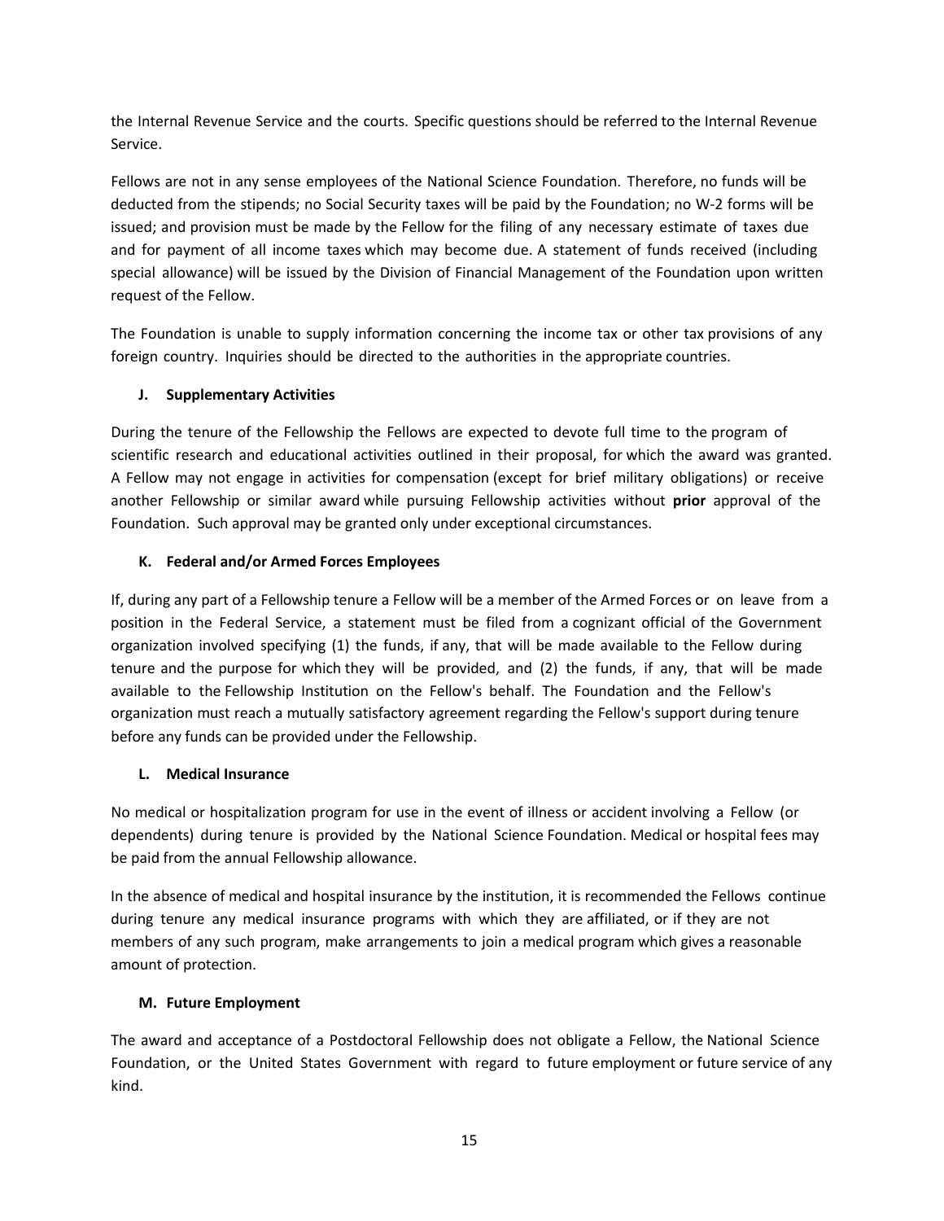the Internal Revenue Service and the courts. Specific questions should be referred to the Internal Revenue Service.

Fellows are not in any sense employees of the National Science Foundation. Therefore, no funds will be deducted from the stipends; no Social Security taxes will be paid by the Foundation; no W-2 forms will be issued; and provision must be made by the Fellow for the filing of any necessary estimate of taxes due and for payment of all income taxes which may become due. A statement of funds received (including special allowance) will be issued by the Division of Financial Management of the Foundation upon written request of the Fellow.

The Foundation is unable to supply information concerning the income tax or other tax provisions of any foreign country. Inquiries should be directed to the authorities in the appropriate countries.

### J. Supplementary Activities

During the tenure of the Fellowship the Fellows are expected to devote full time to the program of scientific research and educational activities outlined in their proposal, for which the award was granted. A Fellow may not engage in activities for compensation (except for brief military obligations) or receive another Fellowship or similar award while pursuing Fellowship activities without **prior** approval of the Foundation. Such approval may be granted only under exceptional circumstances.

### K. Federal and/or Armed Forces Employees

If, during any part of a Fellowship tenure a Fellow will be a member of the Armed Forces or on leave from a position in the Federal Service, a statement must be filed from a cognizant official of the Government organization involved specifying (1) the funds, if any, that will be made available to the Fellow during tenure and the purpose for which they will be provided, and (2) the funds, if any, that will be made available to the Fellowship Institution on the Fellow's behalf. The Foundation and the Fellow's organization must reach a mutually satisfactory agreement regarding the Fellow's support during tenure before any funds can be provided under the Fellowship.

### L. Medical Insurance

No medical or hospitalization program for use in the event of illness or accident involving a Fellow (or dependents) during tenure is provided by the National Science Foundation. Medical or hospital fees may be paid from the annual Fellowship allowance.

In the absence of medical and hospital insurance by the institution, it is recommended the Fellows continue during tenure any medical insurance programs with which they are affiliated, or if they are not members of any such program, make arrangements to join a medical program which gives a reasonable amount of protection.

### M. Future Employment

The award and acceptance of a Postdoctoral Fellowship does not obligate a Fellow, the National Science Foundation, or the United States Government with regard to future employment or future service of any kind.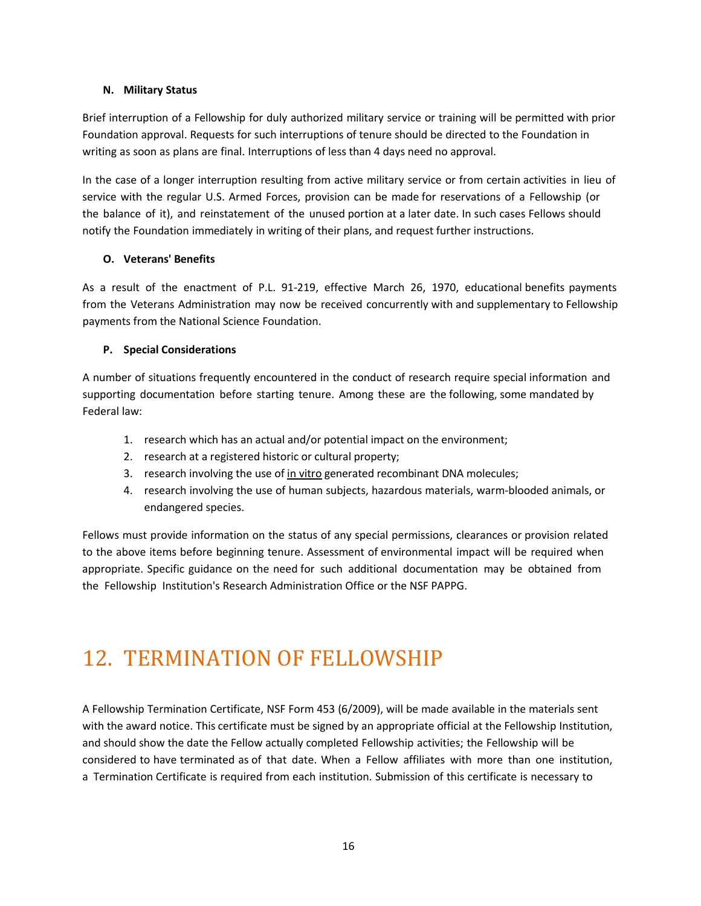#### N. Military Status

Brief interruption of a Fellowship for duly authorized military service or training will be permitted with prior Foundation approval. Requests for such interruptions of tenure should be directed to the Foundation in writing as soon as plans are final. Interruptions of less than 4 days need no approval.

In the case of a longer interruption resulting from active military service or from certain activities in lieu of service with the regular U.S. Armed Forces, provision can be made for reservations of a Fellowship (or the balance of it), and reinstatement of the unused portion at a later date. In such cases Fellows should notify the Foundation immediately in writing of their plans, and request further instructions.

#### O. Veterans' Benefits

As a result of the enactment of P.L. 91-219, effective March 26, 1970, educational benefits payments from the Veterans Administration may now be received concurrently with and supplementary to Fellowship payments from the National Science Foundation.

#### P. Special Considerations

A number of situations frequently encountered in the conduct of research require special information and supporting documentation before starting tenure. Among these are the following, some mandated by Federal law:

1. research which has an actual and/or potential impact on the environment;
2. research at a registered historic or cultural property;
3. research involving the use of in vitro generated recombinant DNA molecules;
4. research involving the use of human subjects, hazardous materials, warm-blooded animals, or endangered species.

Fellows must provide information on the status of any special permissions, clearances or provision related to the above items before beginning tenure. Assessment of environmental impact will be required when appropriate. Specific guidance on the need for such additional documentation may be obtained from the Fellowship Institution's Research Administration Office or the NSF PAPPG.

# 12. TERMINATION OF FELLOWSHIP

A Fellowship Termination Certificate, NSF Form 453 (6/2009), will be made available in the materials sent with the award notice. This certificate must be signed by an appropriate official at the Fellowship Institution, and should show the date the Fellow actually completed Fellowship activities; the Fellowship will be considered to have terminated as of that date. When a Fellow affiliates with more than one institution, a Termination Certificate is required from each institution. Submission of this certificate is necessary to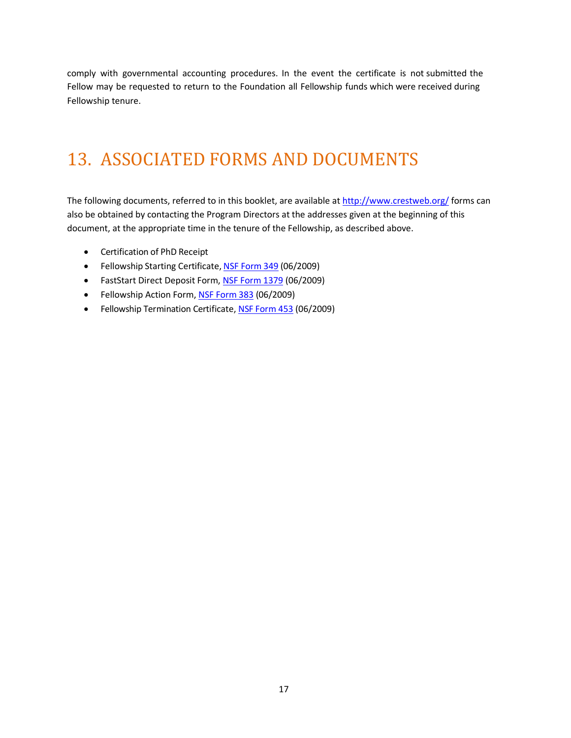comply with governmental accounting procedures. In the event the certificate is not submitted the Fellow may be requested to return to the Foundation all Fellowship funds which were received during Fellowship tenure.

# 13. ASSOCIATED FORMS AND DOCUMENTS

The following documents, referred to in this booklet, are available at http://www.crestweb.org/ forms can also be obtained by contacting the Program Directors at the addresses given at the beginning of this document, at the appropriate time in the tenure of the Fellowship, as described above.

- Certification of PhD Receipt
- Fellowship Starting Certificate, NSF Form 349 (06/2009)
- FastStart Direct Deposit Form, NSF Form 1379 (06/2009)
- Fellowship Action Form, NSF Form 383 (06/2009)
- Fellowship Termination Certificate, NSF Form 453 (06/2009)